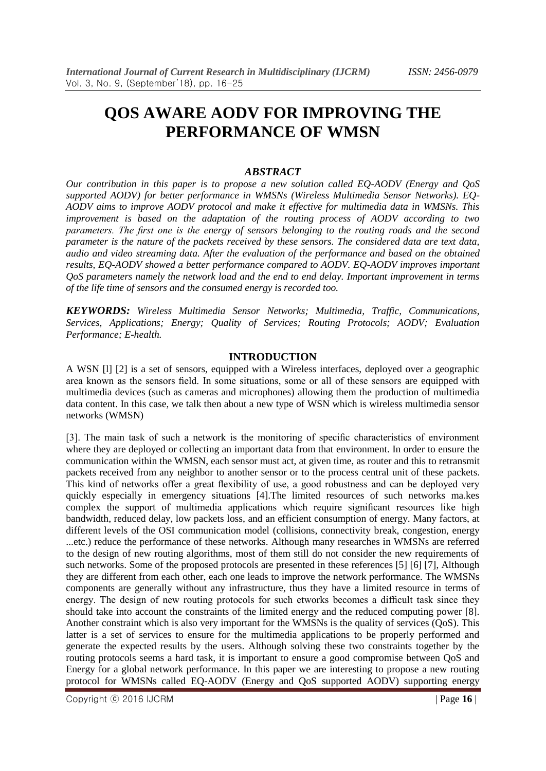# QOS AWARE AODV FOR IMPROVING THE PERFORMANCE OF WMSN

### *ABSTRACT*

*Our contribution in this paper is to propose a new solution called EQ-AODV (Energy and QoS supported AODV) for better performance in WMSNs (Wireless Multimedia Sensor Networks). EQ-AODV aims to improve AODV protocol and make it effective for multimedia data in WMSNs. This improvement is based on the adaptation of the routing process of AODV according to two parameters. The first one is the energy of sensors belonging to the routing roads and the second parameter is the nature of the packets received by these sensors. The considered data are text data, audio and video streaming data. After the evaluation of the performance and based on the obtained results, EQ-AODV showed a better performance compared to AODV. EQ-AODV improves important QoS parameters namely the network load and the end to end delay. Important improvement in terms of the life time of sensors and the consumed energy is recorded too.*

***KEYWORDS:*** *Wireless Multimedia Sensor Networks; Multimedia, Traffic, Communications, Services, Applications; Energy; Quality of Services; Routing Protocols; AODV; Evaluation Performance; E-health.*

## INTRODUCTION

A WSN [l] [2] is a set of sensors, equipped with a Wireless interfaces, deployed over a geographic area known as the sensors field. In some situations, some or all of these sensors are equipped with multimedia devices (such as cameras and microphones) allowing them the production of multimedia data content. In this case, we talk then about a new type of WSN which is wireless multimedia sensor networks (WMSN)

[3]. The main task of such a network is the monitoring of specific characteristics of environment where they are deployed or collecting an important data from that environment. In order to ensure the communication within the WMSN, each sensor must act, at given time, as router and this to retransmit packets received from any neighbor to another sensor or to the process central unit of these packets. This kind of networks offer a great flexibility of use, a good robustness and can be deployed very quickly especially in emergency situations [4].The limited resources of such networks ma.kes complex the support of multimedia applications which require significant resources like high bandwidth, reduced delay, low packets loss, and an efficient consumption of energy. Many factors, at different levels of the OSI communication model (collisions, connectivity break, congestion, energy ...etc.) reduce the performance of these networks. Although many researches in WMSNs are referred to the design of new routing algorithms, most of them still do not consider the new requirements of such networks. Some of the proposed protocols are presented in these references [5] [6] [7], Although they are different from each other, each one leads to improve the network performance. The WMSNs components are generally without any infrastructure, thus they have a limited resource in terms of energy. The design of new routing protocols for such etworks becomes a difficult task since they should take into account the constraints of the limited energy and the reduced computing power [8]. Another constraint which is also very important for the WMSNs is the quality of services (QoS). This latter is a set of services to ensure for the multimedia applications to be properly performed and generate the expected results by the users. Although solving these two constraints together by the routing protocols seems a hard task, it is important to ensure a good compromise between QoS and Energy for a global network performance. In this paper we are interesting to propose a new routing protocol for WMSNs called EQ-AODV (Energy and QoS supported AODV) supporting energy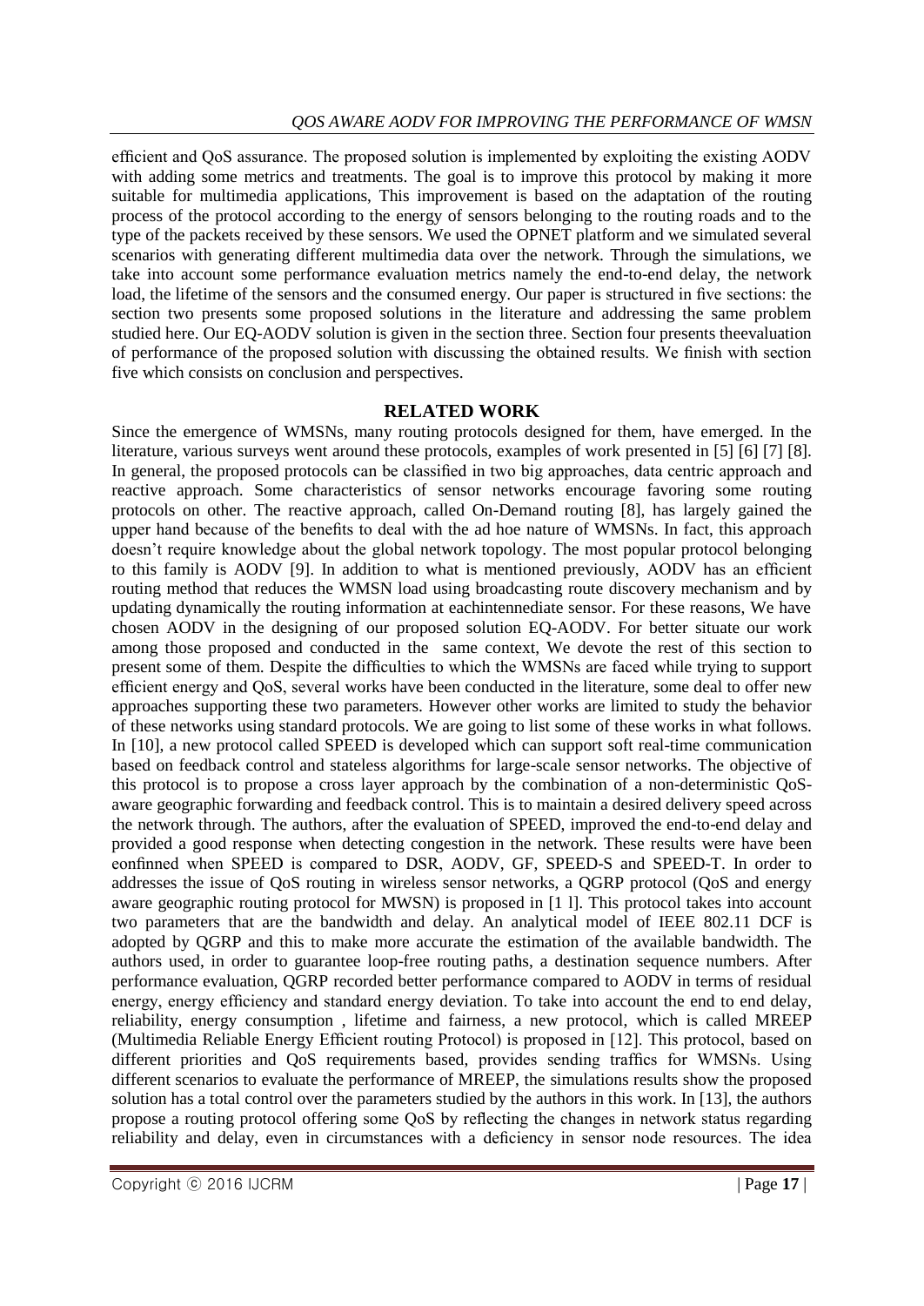efficient and QoS assurance. The proposed solution is implemented by exploiting the existing AODV with adding some metrics and treatments. The goal is to improve this protocol by making it more suitable for multimedia applications, This improvement is based on the adaptation of the routing process of the protocol according to the energy of sensors belonging to the routing roads and to the type of the packets received by these sensors. We used the OPNET platform and we simulated several scenarios with generating different multimedia data over the network. Through the simulations, we take into account some performance evaluation metrics namely the end-to-end delay, the network load, the lifetime of the sensors and the consumed energy. Our paper is structured in five sections: the section two presents some proposed solutions in the literature and addressing the same problem studied here. Our EQ-AODV solution is given in the section three. Section four presents theevaluation of performance of the proposed solution with discussing the obtained results. We finish with section five which consists on conclusion and perspectives.

## RELATED WORK

Since the emergence of WMSNs, many routing protocols designed for them, have emerged. In the literature, various surveys went around these protocols, examples of work presented in [5] [6] [7] [8]. In general, the proposed protocols can be classified in two big approaches, data centric approach and reactive approach. Some characteristics of sensor networks encourage favoring some routing protocols on other. The reactive approach, called On-Demand routing [8], has largely gained the upper hand because of the benefits to deal with the ad hoe nature of WMSNs. In fact, this approach doesn't require knowledge about the global network topology. The most popular protocol belonging to this family is AODV [9]. In addition to what is mentioned previously, AODV has an efficient routing method that reduces the WMSN load using broadcasting route discovery mechanism and by updating dynamically the routing information at eachintennediate sensor. For these reasons, We have chosen AODV in the designing of our proposed solution EQ-AODV. For better situate our work among those proposed and conducted in the same context, We devote the rest of this section to present some of them. Despite the difficulties to which the WMSNs are faced while trying to support efficient energy and QoS, several works have been conducted in the literature, some deal to offer new approaches supporting these two parameters. However other works are limited to study the behavior of these networks using standard protocols. We are going to list some of these works in what follows. In [10], a new protocol called SPEED is developed which can support soft real-time communication based on feedback control and stateless algorithms for large-scale sensor networks. The objective of this protocol is to propose a cross layer approach by the combination of a non-deterministic QoS-aware geographic forwarding and feedback control. This is to maintain a desired delivery speed across the network through. The authors, after the evaluation of SPEED, improved the end-to-end delay and provided a good response when detecting congestion in the network. These results were have been eonfinned when SPEED is compared to DSR, AODV, GF, SPEED-S and SPEED-T. In order to addresses the issue of QoS routing in wireless sensor networks, a QGRP protocol (QoS and energy aware geographic routing protocol for MWSN) is proposed in [1 l]. This protocol takes into account two parameters that are the bandwidth and delay. An analytical model of IEEE 802.11 DCF is adopted by QGRP and this to make more accurate the estimation of the available bandwidth. The authors used, in order to guarantee loop-free routing paths, a destination sequence numbers. After performance evaluation, QGRP recorded better performance compared to AODV in terms of residual energy, energy efficiency and standard energy deviation. To take into account the end to end delay, reliability, energy consumption , lifetime and fairness, a new protocol, which is called MREEP (Multimedia Reliable Energy Efficient routing Protocol) is proposed in [12]. This protocol, based on different priorities and QoS requirements based, provides sending traffics for WMSNs. Using different scenarios to evaluate the performance of MREEP, the simulations results show the proposed solution has a total control over the parameters studied by the authors in this work. In [13], the authors propose a routing protocol offering some QoS by reflecting the changes in network status regarding reliability and delay, even in circumstances with a deficiency in sensor node resources. The idea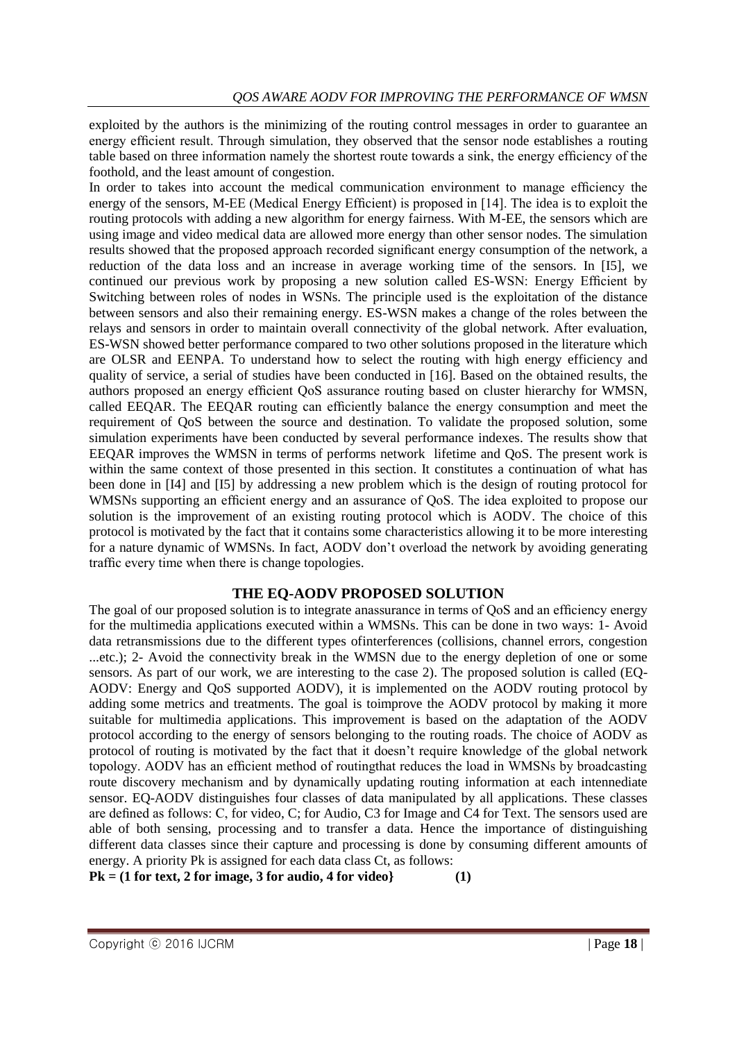exploited by the authors is the minimizing of the routing control messages in order to guarantee an energy efficient result. Through simulation, they observed that the sensor node establishes a routing table based on three information namely the shortest route towards a sink, the energy efficiency of the foothold, and the least amount of congestion.

In order to takes into account the medical communication environment to manage efficiency the energy of the sensors, M-EE (Medical Energy Efficient) is proposed in [14]. The idea is to exploit the routing protocols with adding a new algorithm for energy fairness. With M-EE, the sensors which are using image and video medical data are allowed more energy than other sensor nodes. The simulation results showed that the proposed approach recorded significant energy consumption of the network, a reduction of the data loss and an increase in average working time of the sensors. In [I5], we continued our previous work by proposing a new solution called ES-WSN: Energy Efficient by Switching between roles of nodes in WSNs. The principle used is the exploitation of the distance between sensors and also their remaining energy. ES-WSN makes a change of the roles between the relays and sensors in order to maintain overall connectivity of the global network. After evaluation, ES-WSN showed better performance compared to two other solutions proposed in the literature which are OLSR and EENPA. To understand how to select the routing with high energy efficiency and quality of service, a serial of studies have been conducted in [16]. Based on the obtained results, the authors proposed an energy efficient QoS assurance routing based on cluster hierarchy for WMSN, called EEQAR. The EEQAR routing can efficiently balance the energy consumption and meet the requirement of QoS between the source and destination. To validate the proposed solution, some simulation experiments have been conducted by several performance indexes. The results show that EEQAR improves the WMSN in terms of performs network lifetime and QoS. The present work is within the same context of those presented in this section. It constitutes a continuation of what has been done in [I4] and [I5] by addressing a new problem which is the design of routing protocol for WMSNs supporting an efficient energy and an assurance of QoS. The idea exploited to propose our solution is the improvement of an existing routing protocol which is AODV. The choice of this protocol is motivated by the fact that it contains some characteristics allowing it to be more interesting for a nature dynamic of WMSNs. In fact, AODV don't overload the network by avoiding generating traffic every time when there is change topologies.

## THE EQ-AODV PROPOSED SOLUTION

The goal of our proposed solution is to integrate anassurance in terms of QoS and an efficiency energy for the multimedia applications executed within a WMSNs. This can be done in two ways: 1- Avoid data retransmissions due to the different types ofinterferences (collisions, channel errors, congestion ...etc.); 2- Avoid the connectivity break in the WMSN due to the energy depletion of one or some sensors. As part of our work, we are interesting to the case 2). The proposed solution is called (EQ-AODV: Energy and QoS supported AODV), it is implemented on the AODV routing protocol by adding some metrics and treatments. The goal is toimprove the AODV protocol by making it more suitable for multimedia applications. This improvement is based on the adaptation of the AODV protocol according to the energy of sensors belonging to the routing roads. The choice of AODV as protocol of routing is motivated by the fact that it doesn't require knowledge of the global network topology. AODV has an efficient method of routingthat reduces the load in WMSNs by broadcasting route discovery mechanism and by dynamically updating routing information at each intennediate sensor. EQ-AODV distinguishes four classes of data manipulated by all applications. These classes are defined as follows: C, for video, C; for Audio, C3 for Image and C4 for Text. The sensors used are able of both sensing, processing and to transfer a data. Hence the importance of distinguishing different data classes since their capture and processing is done by consuming different amounts of energy. A priority Pk is assigned for each data class Ct, as follows:

**Pk = (1 for text, 2 for image, 3 for audio, 4 for video}　　　　(1)**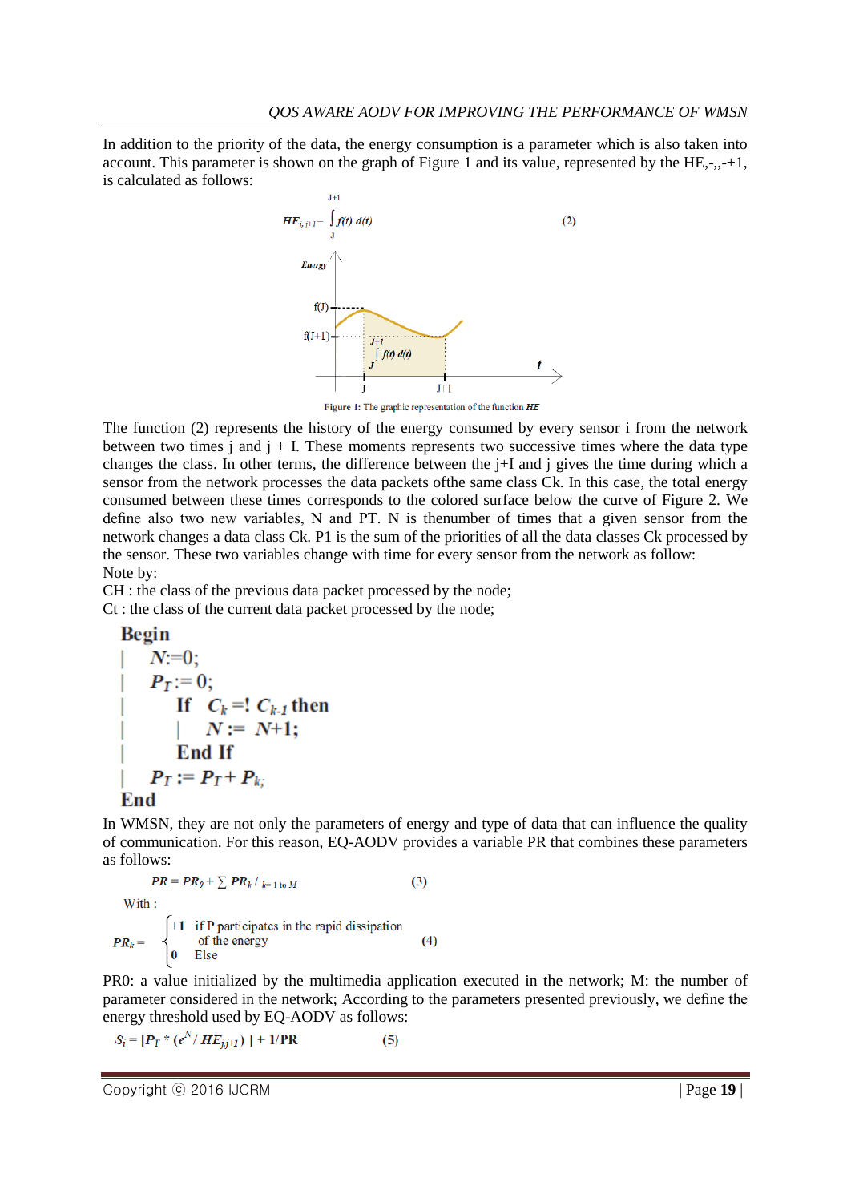In addition to the priority of the data, the energy consumption is a parameter which is also taken into account. This parameter is shown on the graph of Figure 1 and its value, represented by the HE,-,,-+1, is calculated as follows:

$$HE_{j,j+1} = \int_{J}^{J+1} f(t)\, d(t) \qquad (2)$$

Figure 1: The graphic representation of the function *HE*

The function (2) represents the history of the energy consumed by every sensor i from the network between two times j and j + I. These moments represents two successive times where the data type changes the class. In other terms, the difference between the j+I and j gives the time during which a sensor from the network processes the data packets ofthe same class Ck. In this case, the total energy consumed between these times corresponds to the colored surface below the curve of Figure 2. We define also two new variables, N and PT. N is thenumber of times that a given sensor from the network changes a data class Ck. P1 is the sum of the priorities of all the data classes Ck processed by the sensor. These two variables change with time for every sensor from the network as follow:

Note by:

CH : the class of the previous data packet processed by the node;

Ct : the class of the current data packet processed by the node;

```
Begin
|   N:=0;
|   PT:= 0;
|       If  Ck =! Ck-1 then
|       |   N := N+1;
|       End If
|   PT := PT + Pk;
End
```

In WMSN, they are not only the parameters of energy and type of data that can influence the quality of communication. For this reason, EQ-AODV provides a variable PR that combines these parameters as follows:

$$PR = PR_0 + \sum PR_k \,/\, _{k=1 \text{ to } M} \qquad (3)$$

With :

$$PR_k = \begin{cases} +1 & \text{if P participates in the rapid dissipation of the energy} \\ 0 & \text{Else} \end{cases} \qquad (4)$$

PR0: a value initialized by the multimedia application executed in the network; M: the number of parameter considered in the network; According to the parameters presented previously, we define the energy threshold used by EQ-AODV as follows:

$$S_i = [P_T * (e^N / HE_{jj+1}) \,] + 1/PR \qquad (5)$$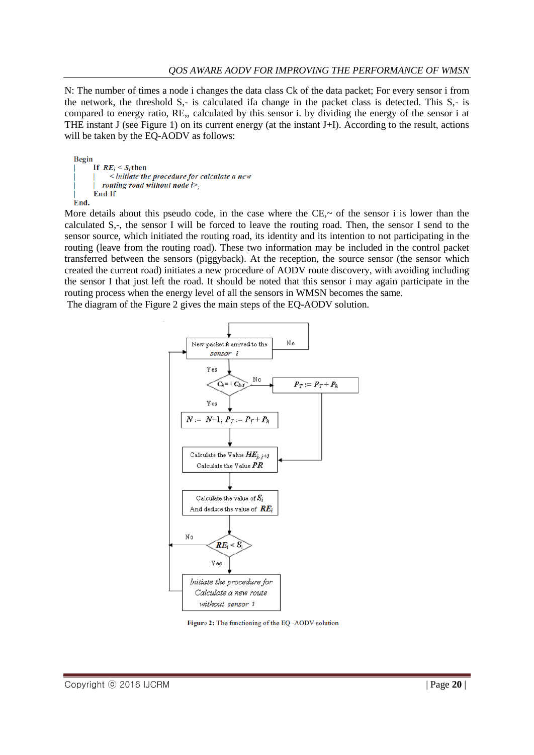N: The number of times a node i changes the data class Ck of the data packet; For every sensor i from the network, the threshold S,- is calculated ifa change in the packet class is detected. This S,- is compared to energy ratio, RE,, calculated by this sensor i. by dividing the energy of the sensor i at THE instant J (see Figure 1) on its current energy (at the instant J+I). According to the result, actions will be taken by the EQ-AODV as follows:

```
Begin
|   If RE_i < S_i then
|   |   < initiate the procedure for calculate a new
|   |   routing road without node i>;
|   End If
End.
```

More details about this pseudo code, in the case where the CE,~ of the sensor i is lower than the calculated S,-, the sensor I will be forced to leave the routing road. Then, the sensor I send to the sensor source, which initiated the routing road, its identity and its intention to not participating in the routing (leave from the routing road). These two information may be included in the control packet transferred between the sensors (piggyback). At the reception, the source sensor (the sensor which created the current road) initiates a new procedure of AODV route discovery, with avoiding including the sensor I that just left the road. It should be noted that this sensor i may again participate in the routing process when the energy level of all the sensors in WMSN becomes the same.

The diagram of the Figure 2 gives the main steps of the EQ-AODV solution.

New packet $k$ arrived to the sensor $i$ → No (loop back) / Yes

$C_k = ! C_{k-1}$ → No: $P_T := P_T + P_k$ / Yes: $N := N+1$; $P_T := P_T + P_k$

Calculate the Value $HE_{j,j+1}$
Calculate the Value $PR$

Calculate the value of $S_i$
And deduce the value of $RE_i$

$RE_i < S_i$ → No (back to start) / Yes

Initiate the procedure for Calculate a new route without sensor $i$

**Figure 2:** The functioning of the EQ -AODV solution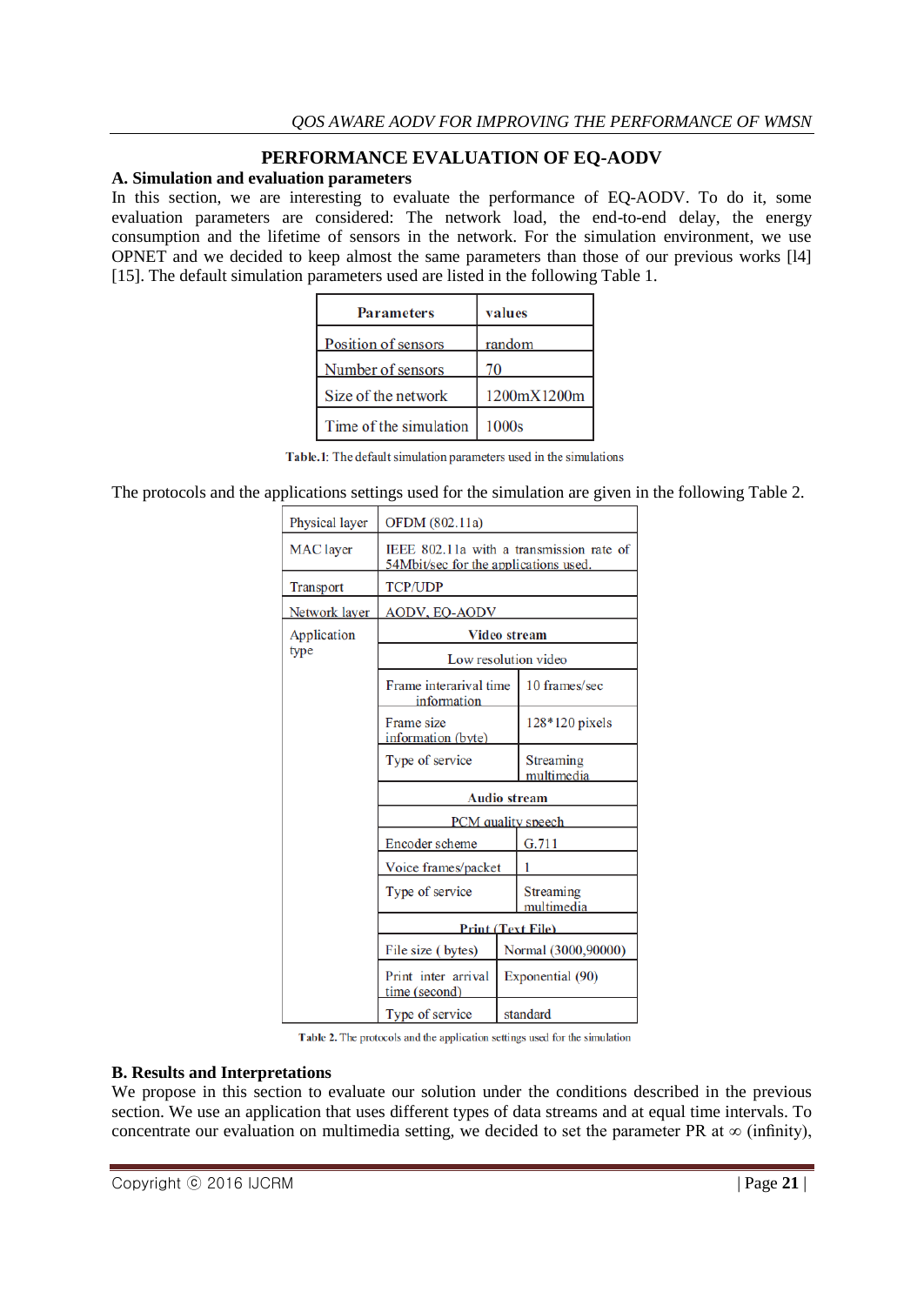## PERFORMANCE EVALUATION OF EQ-AODV

### A. Simulation and evaluation parameters

In this section, we are interesting to evaluate the performance of EQ-AODV. To do it, some evaluation parameters are considered: The network load, the end-to-end delay, the energy consumption and the lifetime of sensors in the network. For the simulation environment, we use OPNET and we decided to keep almost the same parameters than those of our previous works [l4] [15]. The default simulation parameters used are listed in the following Table 1.

| Parameters | values |
|---|---|
| Position of sensors | random |
| Number of sensors | 70 |
| Size of the network | 1200mX1200m |
| Time of the simulation | 1000s |

**Table.1**: The default simulation parameters used in the simulations

The protocols and the applications settings used for the simulation are given in the following Table 2.

| | | |
|---|---|---|
| Physical layer | OFDM (802.11a) | |
| MAC layer | IEEE 802.11a with a transmission rate of 54Mbit/sec for the applications used. | |
| Transport | TCP/UDP | |
| Network layer | AODV, EQ-AODV | |
| Application type | **Video stream** | |
| | Low resolution video | |
| | Frame interarival time information | 10 frames/sec |
| | Frame size information (byte) | 128*120 pixels |
| | Type of service | Streaming multimedia |
| | **Audio stream** | |
| | PCM quality speech | |
| | Encoder scheme | G.711 |
| | Voice frames/packet | 1 |
| | Type of service | Streaming multimedia |
| | **Print (Text File)** | |
| | File size ( bytes) | Normal (3000,90000) |
| | Print inter arrival time (second) | Exponential (90) |
| | Type of service | standard |

**Table 2.** The protocols and the application settings used for the simulation

### B. Results and Interpretations

We propose in this section to evaluate our solution under the conditions described in the previous section. We use an application that uses different types of data streams and at equal time intervals. To concentrate our evaluation on multimedia setting, we decided to set the parameter PR at $\infty$ (infinity),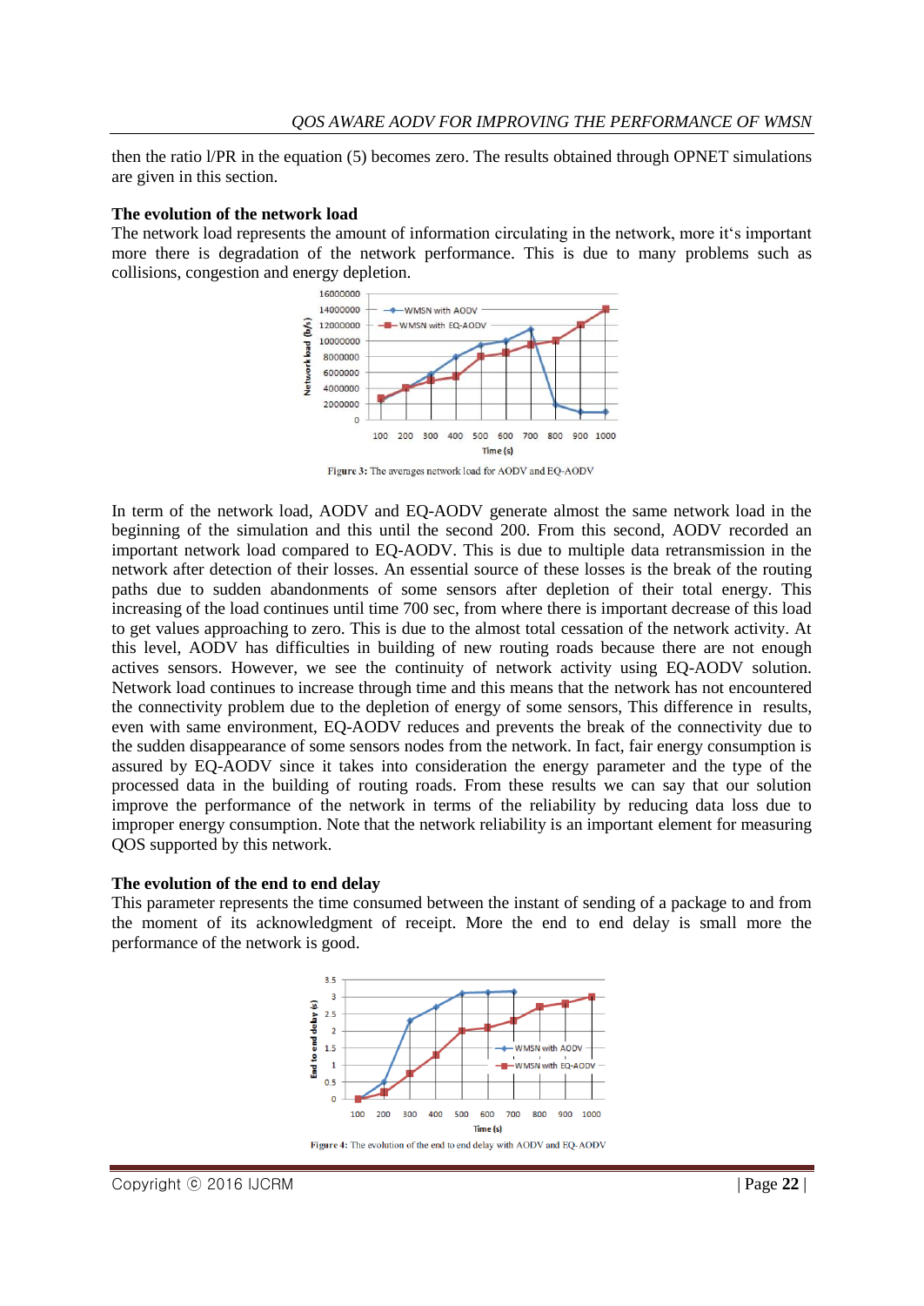then the ratio l/PR in the equation (5) becomes zero. The results obtained through OPNET simulations are given in this section.

**The evolution of the network load**

The network load represents the amount of information circulating in the network, more it's important more there is degradation of the network performance. This is due to many problems such as collisions, congestion and energy depletion.

Figure 3: The averages network load for AODV and EQ-AODV

In term of the network load, AODV and EQ-AODV generate almost the same network load in the beginning of the simulation and this until the second 200. From this second, AODV recorded an important network load compared to EQ-AODV. This is due to multiple data retransmission in the network after detection of their losses. An essential source of these losses is the break of the routing paths due to sudden abandonments of some sensors after depletion of their total energy. This increasing of the load continues until time 700 sec, from where there is important decrease of this load to get values approaching to zero. This is due to the almost total cessation of the network activity. At this level, AODV has difficulties in building of new routing roads because there are not enough actives sensors. However, we see the continuity of network activity using EQ-AODV solution. Network load continues to increase through time and this means that the network has not encountered the connectivity problem due to the depletion of energy of some sensors, This difference in results, even with same environment, EQ-AODV reduces and prevents the break of the connectivity due to the sudden disappearance of some sensors nodes from the network. In fact, fair energy consumption is assured by EQ-AODV since it takes into consideration the energy parameter and the type of the processed data in the building of routing roads. From these results we can say that our solution improve the performance of the network in terms of the reliability by reducing data loss due to improper energy consumption. Note that the network reliability is an important element for measuring QOS supported by this network.

**The evolution of the end to end delay**

This parameter represents the time consumed between the instant of sending of a package to and from the moment of its acknowledgment of receipt. More the end to end delay is small more the performance of the network is good.

Figure 4: The evolution of the end to end delay with AODV and EQ-AODV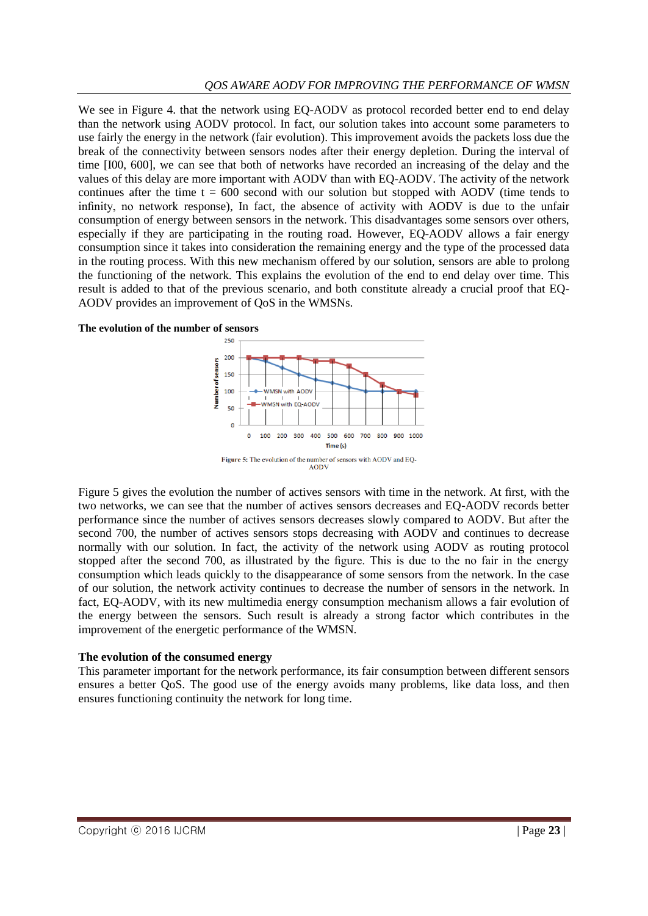We see in Figure 4. that the network using EQ-AODV as protocol recorded better end to end delay than the network using AODV protocol. In fact, our solution takes into account some parameters to use fairly the energy in the network (fair evolution). This improvement avoids the packets loss due the break of the connectivity between sensors nodes after their energy depletion. During the interval of time [I00, 600], we can see that both of networks have recorded an increasing of the delay and the values of this delay are more important with AODV than with EQ-AODV. The activity of the network continues after the time t = 600 second with our solution but stopped with AODV (time tends to infinity, no network response), In fact, the absence of activity with AODV is due to the unfair consumption of energy between sensors in the network. This disadvantages some sensors over others, especially if they are participating in the routing road. However, EQ-AODV allows a fair energy consumption since it takes into consideration the remaining energy and the type of the processed data in the routing process. With this new mechanism offered by our solution, sensors are able to prolong the functioning of the network. This explains the evolution of the end to end delay over time. This result is added to that of the previous scenario, and both constitute already a crucial proof that EQ-AODV provides an improvement of QoS in the WMSNs.

**The evolution of the number of sensors**

Figure 5: The evolution of the number of sensors with AODV and EQ-AODV

Figure 5 gives the evolution the number of actives sensors with time in the network. At first, with the two networks, we can see that the number of actives sensors decreases and EQ-AODV records better performance since the number of actives sensors decreases slowly compared to AODV. But after the second 700, the number of actives sensors stops decreasing with AODV and continues to decrease normally with our solution. In fact, the activity of the network using AODV as routing protocol stopped after the second 700, as illustrated by the figure. This is due to the no fair in the energy consumption which leads quickly to the disappearance of some sensors from the network. In the case of our solution, the network activity continues to decrease the number of sensors in the network. In fact, EQ-AODV, with its new multimedia energy consumption mechanism allows a fair evolution of the energy between the sensors. Such result is already a strong factor which contributes in the improvement of the energetic performance of the WMSN.

**The evolution of the consumed energy**

This parameter important for the network performance, its fair consumption between different sensors ensures a better QoS. The good use of the energy avoids many problems, like data loss, and then ensures functioning continuity the network for long time.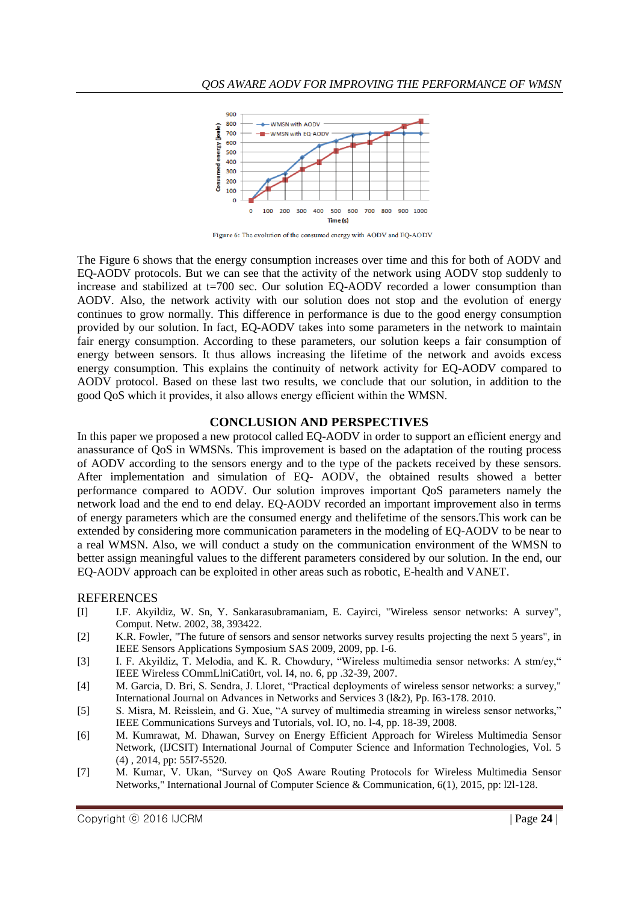Figure 6: The evolution of the consumed energy with AODV and EQ-AODV

The Figure 6 shows that the energy consumption increases over time and this for both of AODV and EQ-AODV protocols. But we can see that the activity of the network using AODV stop suddenly to increase and stabilized at t=700 sec. Our solution EQ-AODV recorded a lower consumption than AODV. Also, the network activity with our solution does not stop and the evolution of energy continues to grow normally. This difference in performance is due to the good energy consumption provided by our solution. In fact, EQ-AODV takes into some parameters in the network to maintain fair energy consumption. According to these parameters, our solution keeps a fair consumption of energy between sensors. It thus allows increasing the lifetime of the network and avoids excess energy consumption. This explains the continuity of network activity for EQ-AODV compared to AODV protocol. Based on these last two results, we conclude that our solution, in addition to the good QoS which it provides, it also allows energy efficient within the WMSN.

## CONCLUSION AND PERSPECTIVES

In this paper we proposed a new protocol called EQ-AODV in order to support an efficient energy and anassurance of QoS in WMSNs. This improvement is based on the adaptation of the routing process of AODV according to the sensors energy and to the type of the packets received by these sensors. After implementation and simulation of EQ- AODV, the obtained results showed a better performance compared to AODV. Our solution improves important QoS parameters namely the network load and the end to end delay. EQ-AODV recorded an important improvement also in terms of energy parameters which are the consumed energy and thelifetime of the sensors.This work can be extended by considering more communication parameters in the modeling of EQ-AODV to be near to a real WMSN. Also, we will conduct a study on the communication environment of the WMSN to better assign meaningful values to the different parameters considered by our solution. In the end, our EQ-AODV approach can be exploited in other areas such as robotic, E-health and VANET.

## REFERENCES

[I] I.F. Akyildiz, W. Sn, Y. Sankarasubramaniam, E. Cayirci, "Wireless sensor networks: A survey", Comput. Netw. 2002, 38, 393422.

[2] K.R. Fowler, "The future of sensors and sensor networks survey results projecting the next 5 years", in IEEE Sensors Applications Symposium SAS 2009, 2009, pp. I-6.

[3] I. F. Akyildiz, T. Melodia, and K. R. Chowdury, "Wireless multimedia sensor networks: A stm/ey," IEEE Wireless COmmLlniCati0rt, vol. I4, no. 6, pp .32-39, 2007.

[4] M. Garcia, D. Bri, S. Sendra, J. Lloret, "Practical deployments of wireless sensor networks: a survey," International Journal on Advances in Networks and Services 3 (l&2), Pp. I63-178. 2010.

[5] S. Misra, M. Reisslein, and G. Xue, "A survey of multimedia streaming in wireless sensor networks," IEEE Communications Surveys and Tutorials, vol. IO, no. l-4, pp. 18-39, 2008.

[6] M. Kumrawat, M. Dhawan, Survey on Energy Efficient Approach for Wireless Multimedia Sensor Network, (IJCSIT) International Journal of Computer Science and Information Technologies, Vol. 5 (4) , 2014, pp: 55I7-5520.

[7] M. Kumar, V. Ukan, "Survey on QoS Aware Routing Protocols for Wireless Multimedia Sensor Networks," International Journal of Computer Science & Communication, 6(1), 2015, pp: l2l-128.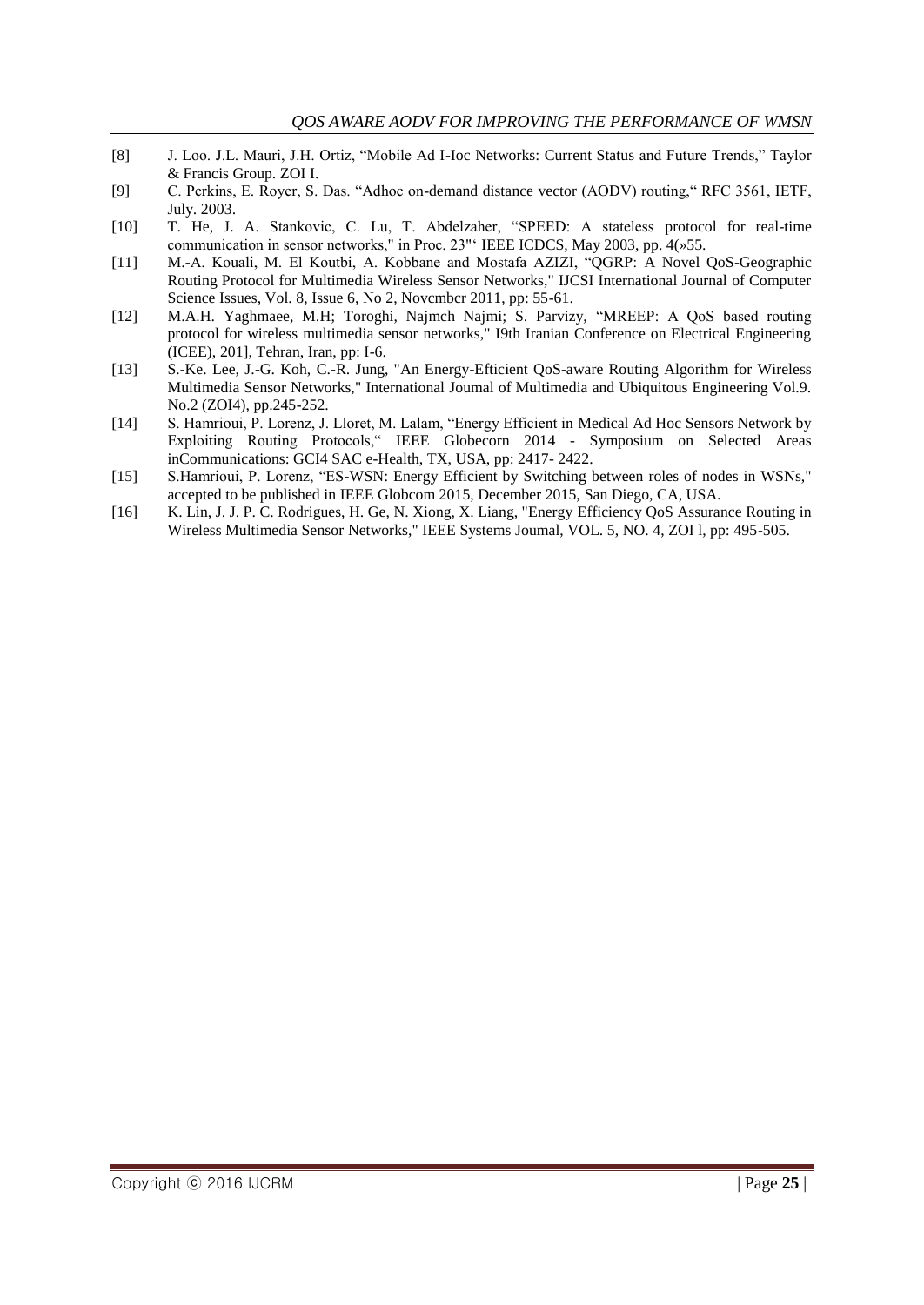[8] J. Loo. J.L. Mauri, J.H. Ortiz, "Mobile Ad I-Ioc Networks: Current Status and Future Trends," Taylor & Francis Group. ZOI I.

[9] C. Perkins, E. Royer, S. Das. "Adhoc on-demand distance vector (AODV) routing," RFC 3561, IETF, July. 2003.

[10] T. He, J. A. Stankovic, C. Lu, T. Abdelzaher, "SPEED: A stateless protocol for real-time communication in sensor networks," in Proc. 23"' IEEE ICDCS, May 2003, pp. 4(»55.

[11] M.-A. Kouali, M. El Koutbi, A. Kobbane and Mostafa AZIZI, "QGRP: A Novel QoS-Geographic Routing Protocol for Multimedia Wireless Sensor Networks," IJCSI International Journal of Computer Science Issues, Vol. 8, Issue 6, No 2, Novcmbcr 2011, pp: 55-61.

[12] M.A.H. Yaghmaee, M.H; Toroghi, Najmch Najmi; S. Parvizy, "MREEP: A QoS based routing protocol for wireless multimedia sensor networks," I9th Iranian Conference on Electrical Engineering (ICEE), 201], Tehran, Iran, pp: I-6.

[13] S.-Ke. Lee, J.-G. Koh, C.-R. Jung, "An Energy-Efticient QoS-aware Routing Algorithm for Wireless Multimedia Sensor Networks," International Joumal of Multimedia and Ubiquitous Engineering Vol.9. No.2 (ZOI4), pp.245-252.

[14] S. Hamrioui, P. Lorenz, J. Lloret, M. Lalam, "Energy Efficient in Medical Ad Hoc Sensors Network by Exploiting Routing Protocols," IEEE Globecorn 2014 - Symposium on Selected Areas inCommunications: GCI4 SAC e-Health, TX, USA, pp: 2417- 2422.

[15] S.Hamrioui, P. Lorenz, "ES-WSN: Energy Efficient by Switching between roles of nodes in WSNs," accepted to be published in IEEE Globcom 2015, December 2015, San Diego, CA, USA.

[16] K. Lin, J. J. P. C. Rodrigues, H. Ge, N. Xiong, X. Liang, "Energy Efficiency QoS Assurance Routing in Wireless Multimedia Sensor Networks," IEEE Systems Joumal, VOL. 5, NO. 4, ZOI l, pp: 495-505.